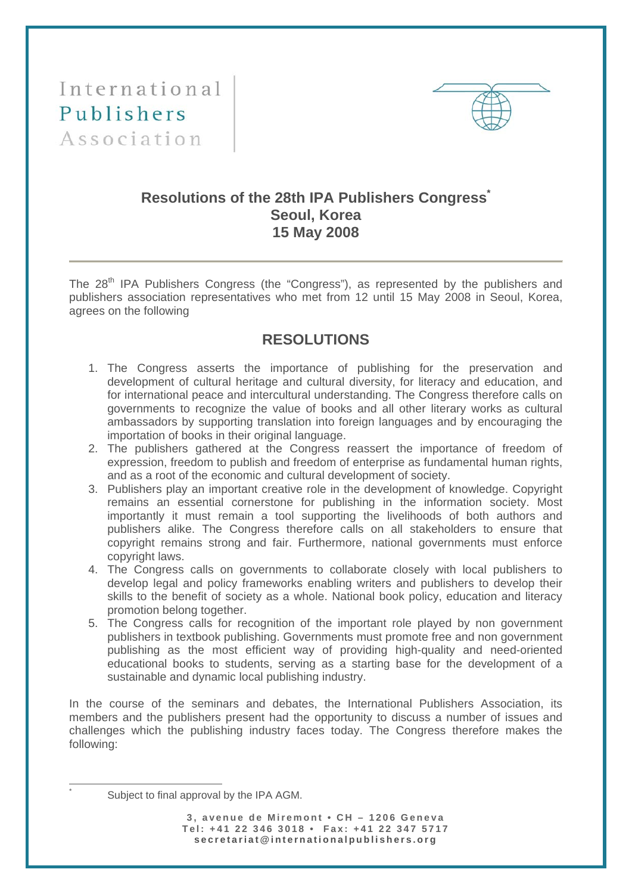International
Publishers
Association

# Resolutions of the 28th IPA Publishers Congress[*]
## Seoul, Korea
## 15 May 2008

The 28th IPA Publishers Congress (the "Congress"), as represented by the publishers and publishers association representatives who met from 12 until 15 May 2008 in Seoul, Korea, agrees on the following

## RESOLUTIONS

1. The Congress asserts the importance of publishing for the preservation and development of cultural heritage and cultural diversity, for literacy and education, and for international peace and intercultural understanding. The Congress therefore calls on governments to recognize the value of books and all other literary works as cultural ambassadors by supporting translation into foreign languages and by encouraging the importation of books in their original language.
2. The publishers gathered at the Congress reassert the importance of freedom of expression, freedom to publish and freedom of enterprise as fundamental human rights, and as a root of the economic and cultural development of society.
3. Publishers play an important creative role in the development of knowledge. Copyright remains an essential cornerstone for publishing in the information society. Most importantly it must remain a tool supporting the livelihoods of both authors and publishers alike. The Congress therefore calls on all stakeholders to ensure that copyright remains strong and fair. Furthermore, national governments must enforce copyright laws.
4. The Congress calls on governments to collaborate closely with local publishers to develop legal and policy frameworks enabling writers and publishers to develop their skills to the benefit of society as a whole. National book policy, education and literacy promotion belong together.
5. The Congress calls for recognition of the important role played by non government publishers in textbook publishing. Governments must promote free and non government publishing as the most efficient way of providing high-quality and need-oriented educational books to students, serving as a starting base for the development of a sustainable and dynamic local publishing industry.

In the course of the seminars and debates, the International Publishers Association, its members and the publishers present had the opportunity to discuss a number of issues and challenges which the publishing industry faces today. The Congress therefore makes the following:

[*] Subject to final approval by the IPA AGM.

3, avenue de Miremont • CH – 1206 Geneva
Tel: +41 22 346 3018 • Fax: +41 22 347 5717
secretariat@internationalpublishers.org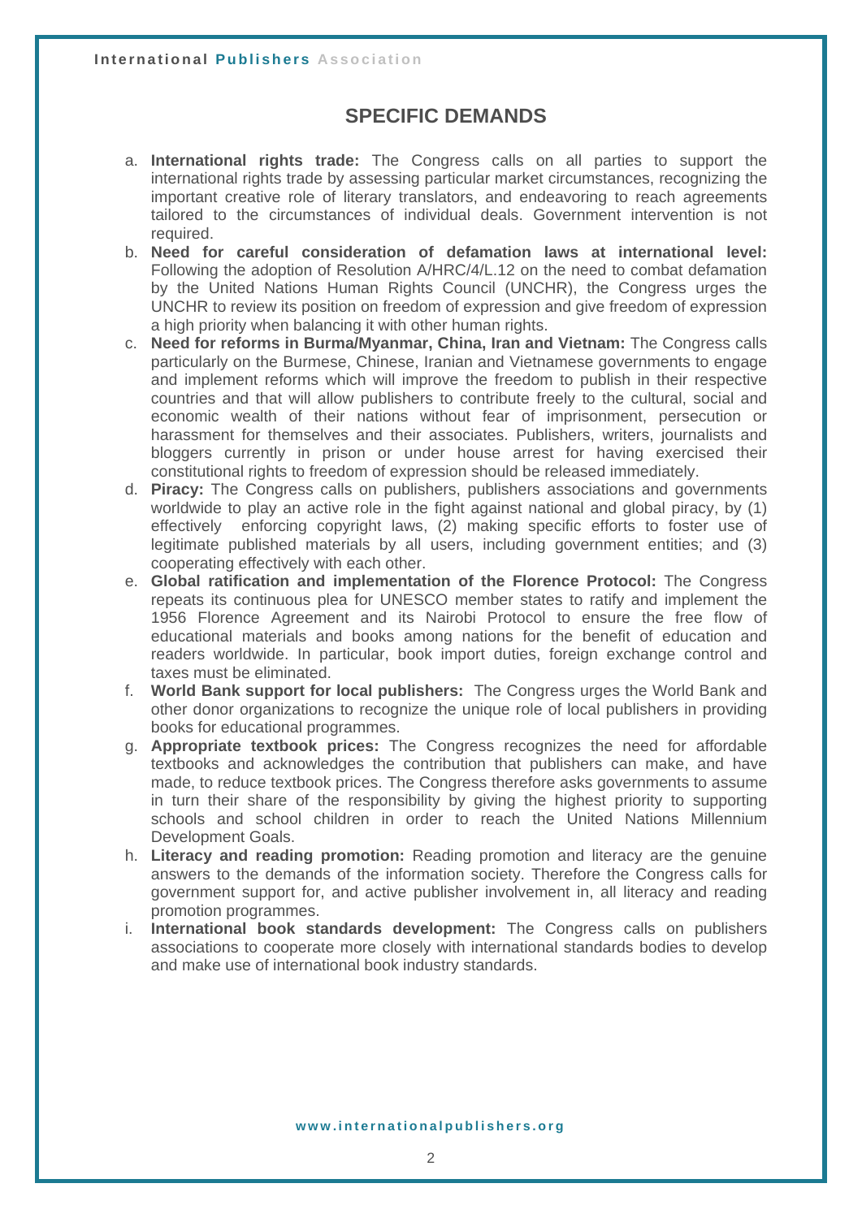## SPECIFIC DEMANDS

a. **International rights trade:** The Congress calls on all parties to support the international rights trade by assessing particular market circumstances, recognizing the important creative role of literary translators, and endeavoring to reach agreements tailored to the circumstances of individual deals. Government intervention is not required.
b. **Need for careful consideration of defamation laws at international level:** Following the adoption of Resolution A/HRC/4/L.12 on the need to combat defamation by the United Nations Human Rights Council (UNCHR), the Congress urges the UNCHR to review its position on freedom of expression and give freedom of expression a high priority when balancing it with other human rights.
c. **Need for reforms in Burma/Myanmar, China, Iran and Vietnam:** The Congress calls particularly on the Burmese, Chinese, Iranian and Vietnamese governments to engage and implement reforms which will improve the freedom to publish in their respective countries and that will allow publishers to contribute freely to the cultural, social and economic wealth of their nations without fear of imprisonment, persecution or harassment for themselves and their associates. Publishers, writers, journalists and bloggers currently in prison or under house arrest for having exercised their constitutional rights to freedom of expression should be released immediately.
d. **Piracy:** The Congress calls on publishers, publishers associations and governments worldwide to play an active role in the fight against national and global piracy, by (1) effectively enforcing copyright laws, (2) making specific efforts to foster use of legitimate published materials by all users, including government entities; and (3) cooperating effectively with each other.
e. **Global ratification and implementation of the Florence Protocol:** The Congress repeats its continuous plea for UNESCO member states to ratify and implement the 1956 Florence Agreement and its Nairobi Protocol to ensure the free flow of educational materials and books among nations for the benefit of education and readers worldwide. In particular, book import duties, foreign exchange control and taxes must be eliminated.
f. **World Bank support for local publishers:** The Congress urges the World Bank and other donor organizations to recognize the unique role of local publishers in providing books for educational programmes.
g. **Appropriate textbook prices:** The Congress recognizes the need for affordable textbooks and acknowledges the contribution that publishers can make, and have made, to reduce textbook prices. The Congress therefore asks governments to assume in turn their share of the responsibility by giving the highest priority to supporting schools and school children in order to reach the United Nations Millennium Development Goals.
h. **Literacy and reading promotion:** Reading promotion and literacy are the genuine answers to the demands of the information society. Therefore the Congress calls for government support for, and active publisher involvement in, all literacy and reading promotion programmes.
i. **International book standards development:** The Congress calls on publishers associations to cooperate more closely with international standards bodies to develop and make use of international book industry standards.